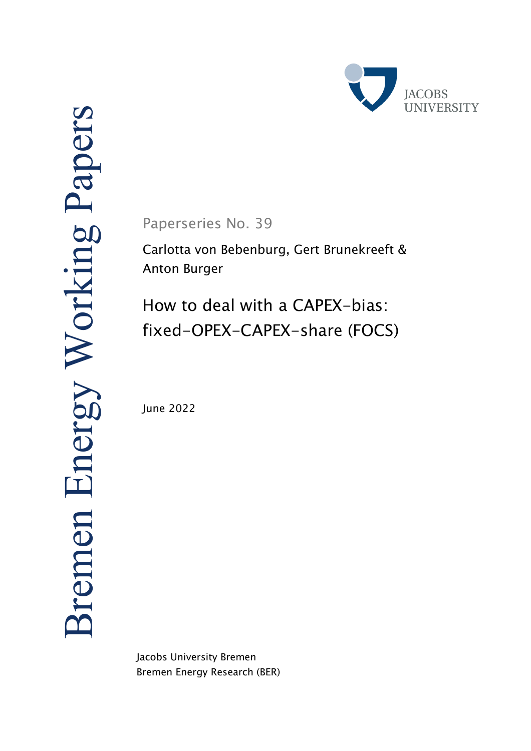Bremen Energy Working Papers

JACOBS UNIVERSITY

Paperseries No. 39

Carlotta von Bebenburg, Gert Brunekreeft & Anton Burger

# How to deal with a CAPEX-bias: fixed-OPEX-CAPEX-share (FOCS)

June 2022

Jacobs University Bremen
Bremen Energy Research (BER)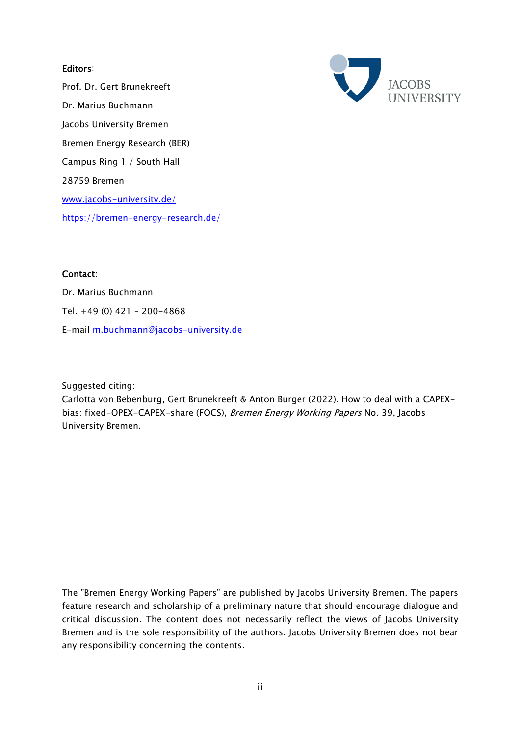**Editors**:

Prof. Dr. Gert Brunekreeft

Dr. Marius Buchmann

Jacobs University Bremen

Bremen Energy Research (BER)

Campus Ring 1 / South Hall

28759 Bremen

www.jacobs-university.de/

https://bremen-energy-research.de/

**Contact:**

Dr. Marius Buchmann

Tel. +49 (0) 421 - 200-4868

E-mail m.buchmann@jacobs-university.de

Suggested citing:
Carlotta von Bebenburg, Gert Brunekreeft & Anton Burger (2022). How to deal with a CAPEX-bias: fixed-OPEX-CAPEX-share (FOCS), *Bremen Energy Working Papers* No. 39, Jacobs University Bremen.

The "Bremen Energy Working Papers" are published by Jacobs University Bremen. The papers feature research and scholarship of a preliminary nature that should encourage dialogue and critical discussion. The content does not necessarily reflect the views of Jacobs University Bremen and is the sole responsibility of the authors. Jacobs University Bremen does not bear any responsibility concerning the contents.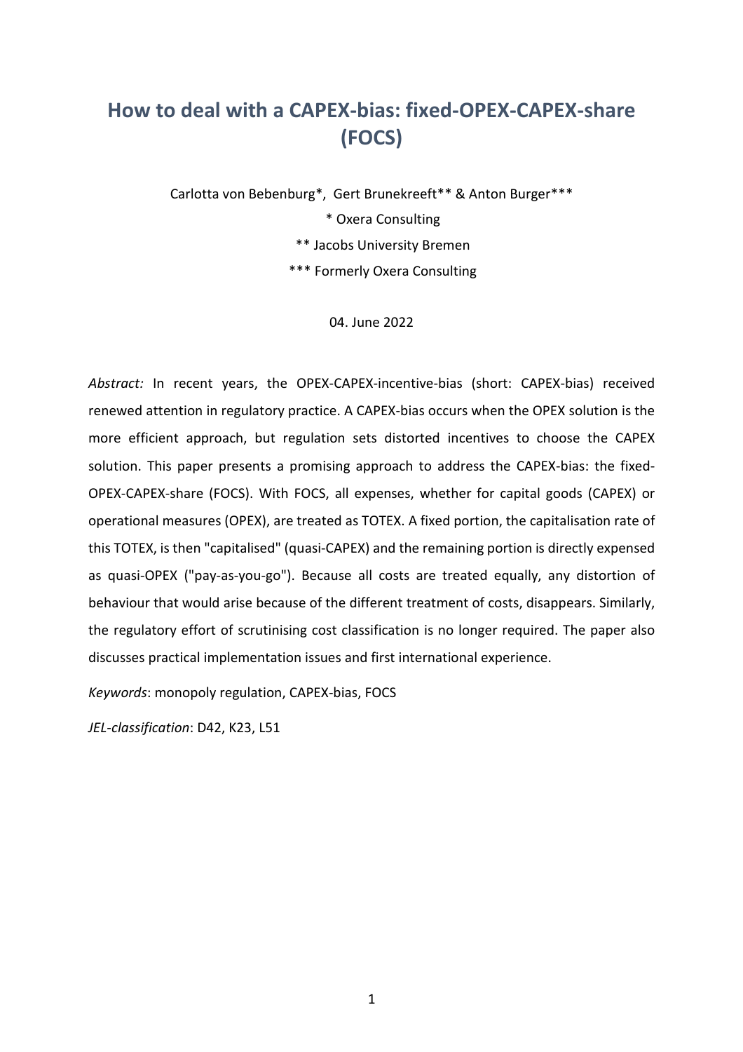# How to deal with a CAPEX-bias: fixed-OPEX-CAPEX-share (FOCS)

Carlotta von Bebenburg*, Gert Brunekreeft** & Anton Burger***

\* Oxera Consulting

\** Jacobs University Bremen

\*** Formerly Oxera Consulting

04. June 2022

*Abstract:* In recent years, the OPEX-CAPEX-incentive-bias (short: CAPEX-bias) received renewed attention in regulatory practice. A CAPEX-bias occurs when the OPEX solution is the more efficient approach, but regulation sets distorted incentives to choose the CAPEX solution. This paper presents a promising approach to address the CAPEX-bias: the fixed-OPEX-CAPEX-share (FOCS). With FOCS, all expenses, whether for capital goods (CAPEX) or operational measures (OPEX), are treated as TOTEX. A fixed portion, the capitalisation rate of this TOTEX, is then "capitalised" (quasi-CAPEX) and the remaining portion is directly expensed as quasi-OPEX ("pay-as-you-go"). Because all costs are treated equally, any distortion of behaviour that would arise because of the different treatment of costs, disappears. Similarly, the regulatory effort of scrutinising cost classification is no longer required. The paper also discusses practical implementation issues and first international experience.

*Keywords*: monopoly regulation, CAPEX-bias, FOCS

*JEL-classification*: D42, K23, L51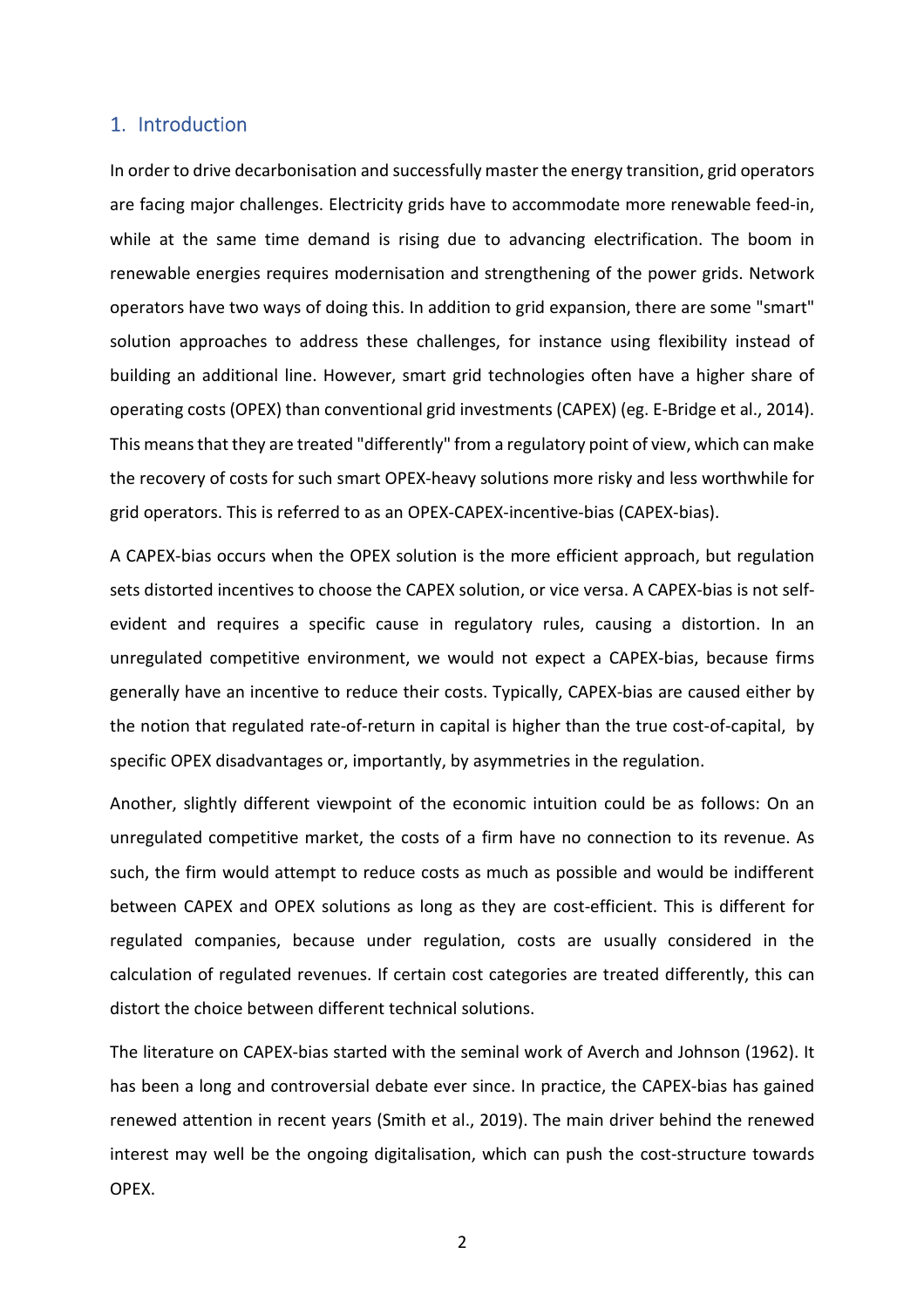## 1. Introduction

In order to drive decarbonisation and successfully master the energy transition, grid operators are facing major challenges. Electricity grids have to accommodate more renewable feed-in, while at the same time demand is rising due to advancing electrification. The boom in renewable energies requires modernisation and strengthening of the power grids. Network operators have two ways of doing this. In addition to grid expansion, there are some "smart" solution approaches to address these challenges, for instance using flexibility instead of building an additional line. However, smart grid technologies often have a higher share of operating costs (OPEX) than conventional grid investments (CAPEX) (eg. E-Bridge et al., 2014). This means that they are treated "differently" from a regulatory point of view, which can make the recovery of costs for such smart OPEX-heavy solutions more risky and less worthwhile for grid operators. This is referred to as an OPEX-CAPEX-incentive-bias (CAPEX-bias).

A CAPEX-bias occurs when the OPEX solution is the more efficient approach, but regulation sets distorted incentives to choose the CAPEX solution, or vice versa. A CAPEX-bias is not self-evident and requires a specific cause in regulatory rules, causing a distortion. In an unregulated competitive environment, we would not expect a CAPEX-bias, because firms generally have an incentive to reduce their costs. Typically, CAPEX-bias are caused either by the notion that regulated rate-of-return in capital is higher than the true cost-of-capital, by specific OPEX disadvantages or, importantly, by asymmetries in the regulation.

Another, slightly different viewpoint of the economic intuition could be as follows: On an unregulated competitive market, the costs of a firm have no connection to its revenue. As such, the firm would attempt to reduce costs as much as possible and would be indifferent between CAPEX and OPEX solutions as long as they are cost-efficient. This is different for regulated companies, because under regulation, costs are usually considered in the calculation of regulated revenues. If certain cost categories are treated differently, this can distort the choice between different technical solutions.

The literature on CAPEX-bias started with the seminal work of Averch and Johnson (1962). It has been a long and controversial debate ever since. In practice, the CAPEX-bias has gained renewed attention in recent years (Smith et al., 2019). The main driver behind the renewed interest may well be the ongoing digitalisation, which can push the cost-structure towards OPEX.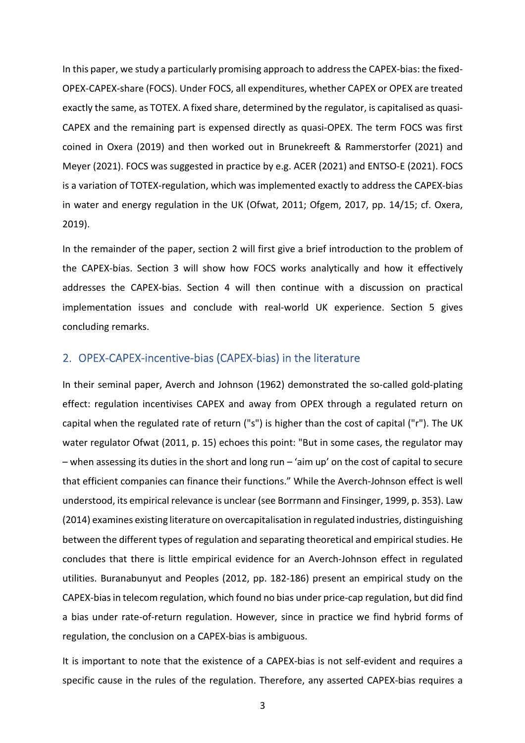In this paper, we study a particularly promising approach to address the CAPEX-bias: the fixed-OPEX-CAPEX-share (FOCS). Under FOCS, all expenditures, whether CAPEX or OPEX are treated exactly the same, as TOTEX. A fixed share, determined by the regulator, is capitalised as quasi-CAPEX and the remaining part is expensed directly as quasi-OPEX. The term FOCS was first coined in Oxera (2019) and then worked out in Brunekreeft & Rammerstorfer (2021) and Meyer (2021). FOCS was suggested in practice by e.g. ACER (2021) and ENTSO-E (2021). FOCS is a variation of TOTEX-regulation, which was implemented exactly to address the CAPEX-bias in water and energy regulation in the UK (Ofwat, 2011; Ofgem, 2017, pp. 14/15; cf. Oxera, 2019).

In the remainder of the paper, section 2 will first give a brief introduction to the problem of the CAPEX-bias. Section 3 will show how FOCS works analytically and how it effectively addresses the CAPEX-bias. Section 4 will then continue with a discussion on practical implementation issues and conclude with real-world UK experience. Section 5 gives concluding remarks.

## 2. OPEX-CAPEX-incentive-bias (CAPEX-bias) in the literature

In their seminal paper, Averch and Johnson (1962) demonstrated the so-called gold-plating effect: regulation incentivises CAPEX and away from OPEX through a regulated return on capital when the regulated rate of return ("s") is higher than the cost of capital ("r"). The UK water regulator Ofwat (2011, p. 15) echoes this point: "But in some cases, the regulator may – when assessing its duties in the short and long run – 'aim up' on the cost of capital to secure that efficient companies can finance their functions." While the Averch-Johnson effect is well understood, its empirical relevance is unclear (see Borrmann and Finsinger, 1999, p. 353). Law (2014) examines existing literature on overcapitalisation in regulated industries, distinguishing between the different types of regulation and separating theoretical and empirical studies. He concludes that there is little empirical evidence for an Averch-Johnson effect in regulated utilities. Buranabunyut and Peoples (2012, pp. 182-186) present an empirical study on the CAPEX-bias in telecom regulation, which found no bias under price-cap regulation, but did find a bias under rate-of-return regulation. However, since in practice we find hybrid forms of regulation, the conclusion on a CAPEX-bias is ambiguous.

It is important to note that the existence of a CAPEX-bias is not self-evident and requires a specific cause in the rules of the regulation. Therefore, any asserted CAPEX-bias requires a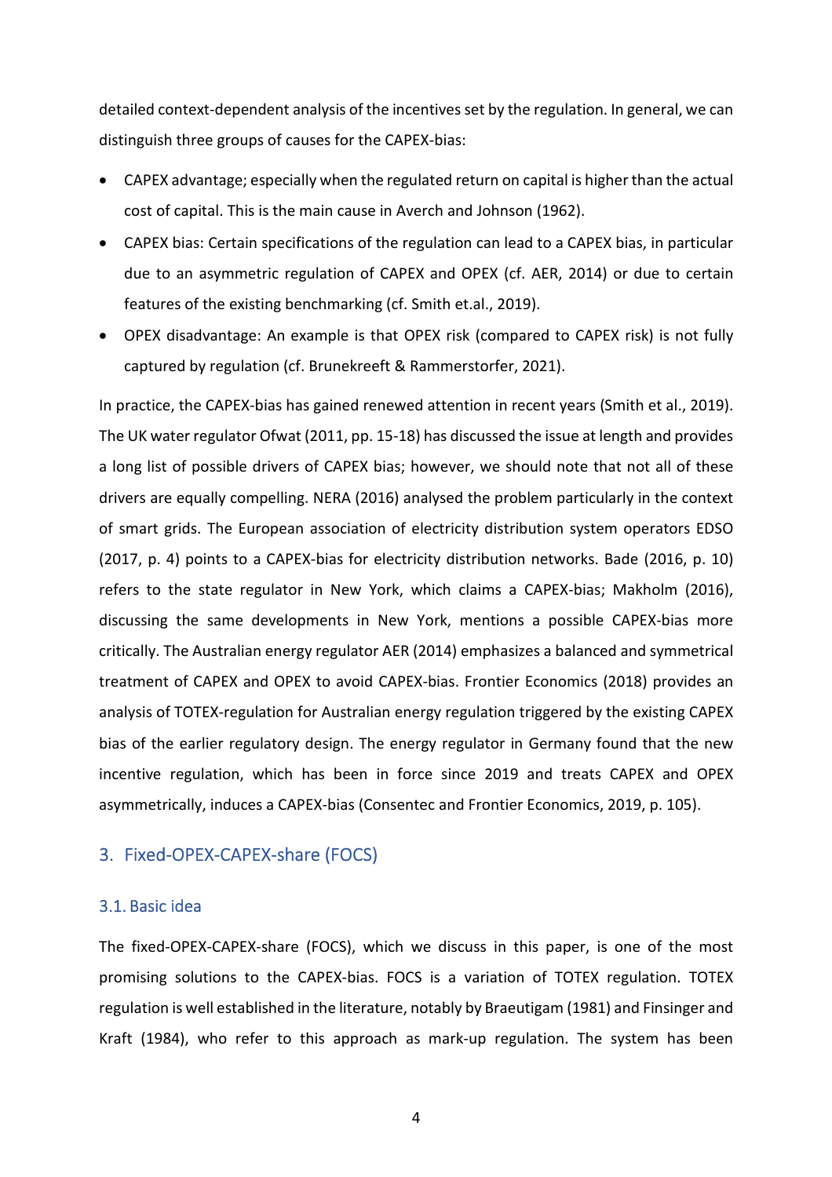detailed context-dependent analysis of the incentives set by the regulation. In general, we can distinguish three groups of causes for the CAPEX-bias:

- CAPEX advantage; especially when the regulated return on capital is higher than the actual cost of capital. This is the main cause in Averch and Johnson (1962).
- CAPEX bias: Certain specifications of the regulation can lead to a CAPEX bias, in particular due to an asymmetric regulation of CAPEX and OPEX (cf. AER, 2014) or due to certain features of the existing benchmarking (cf. Smith et.al., 2019).
- OPEX disadvantage: An example is that OPEX risk (compared to CAPEX risk) is not fully captured by regulation (cf. Brunekreeft & Rammerstorfer, 2021).

In practice, the CAPEX-bias has gained renewed attention in recent years (Smith et al., 2019). The UK water regulator Ofwat (2011, pp. 15-18) has discussed the issue at length and provides a long list of possible drivers of CAPEX bias; however, we should note that not all of these drivers are equally compelling. NERA (2016) analysed the problem particularly in the context of smart grids. The European association of electricity distribution system operators EDSO (2017, p. 4) points to a CAPEX-bias for electricity distribution networks. Bade (2016, p. 10) refers to the state regulator in New York, which claims a CAPEX-bias; Makholm (2016), discussing the same developments in New York, mentions a possible CAPEX-bias more critically. The Australian energy regulator AER (2014) emphasizes a balanced and symmetrical treatment of CAPEX and OPEX to avoid CAPEX-bias. Frontier Economics (2018) provides an analysis of TOTEX-regulation for Australian energy regulation triggered by the existing CAPEX bias of the earlier regulatory design. The energy regulator in Germany found that the new incentive regulation, which has been in force since 2019 and treats CAPEX and OPEX asymmetrically, induces a CAPEX-bias (Consentec and Frontier Economics, 2019, p. 105).

## 3. Fixed-OPEX-CAPEX-share (FOCS)

### 3.1. Basic idea

The fixed-OPEX-CAPEX-share (FOCS), which we discuss in this paper, is one of the most promising solutions to the CAPEX-bias. FOCS is a variation of TOTEX regulation. TOTEX regulation is well established in the literature, notably by Braeutigam (1981) and Finsinger and Kraft (1984), who refer to this approach as mark-up regulation. The system has been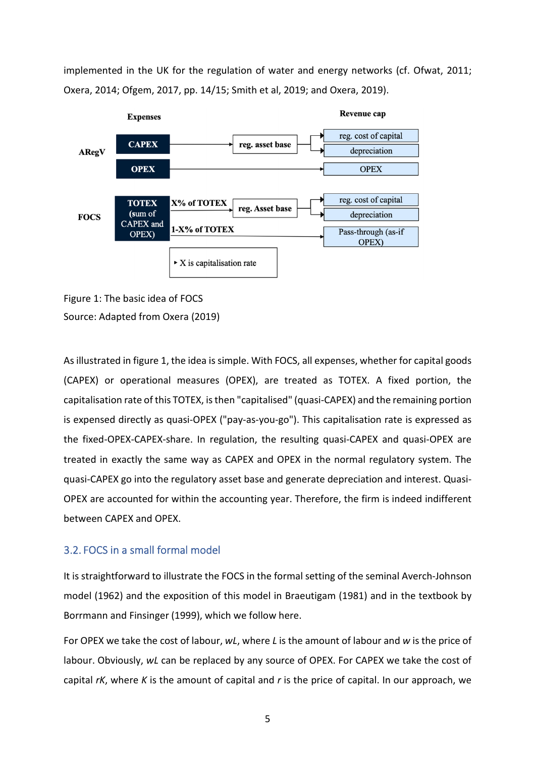implemented in the UK for the regulation of water and energy networks (cf. Ofwat, 2011; Oxera, 2014; Ofgem, 2017, pp. 14/15; Smith et al, 2019; and Oxera, 2019).

Figure 1: The basic idea of FOCS

Source: Adapted from Oxera (2019)

As illustrated in figure 1, the idea is simple. With FOCS, all expenses, whether for capital goods (CAPEX) or operational measures (OPEX), are treated as TOTEX. A fixed portion, the capitalisation rate of this TOTEX, is then "capitalised" (quasi-CAPEX) and the remaining portion is expensed directly as quasi-OPEX ("pay-as-you-go"). This capitalisation rate is expressed as the fixed-OPEX-CAPEX-share. In regulation, the resulting quasi-CAPEX and quasi-OPEX are treated in exactly the same way as CAPEX and OPEX in the normal regulatory system. The quasi-CAPEX go into the regulatory asset base and generate depreciation and interest. Quasi-OPEX are accounted for within the accounting year. Therefore, the firm is indeed indifferent between CAPEX and OPEX.

## 3.2. FOCS in a small formal model

It is straightforward to illustrate the FOCS in the formal setting of the seminal Averch-Johnson model (1962) and the exposition of this model in Braeutigam (1981) and in the textbook by Borrmann and Finsinger (1999), which we follow here.

For OPEX we take the cost of labour, $wL$, where $L$ is the amount of labour and $w$ is the price of labour. Obviously, $wL$ can be replaced by any source of OPEX. For CAPEX we take the cost of capital $rK$, where $K$ is the amount of capital and $r$ is the price of capital. In our approach, we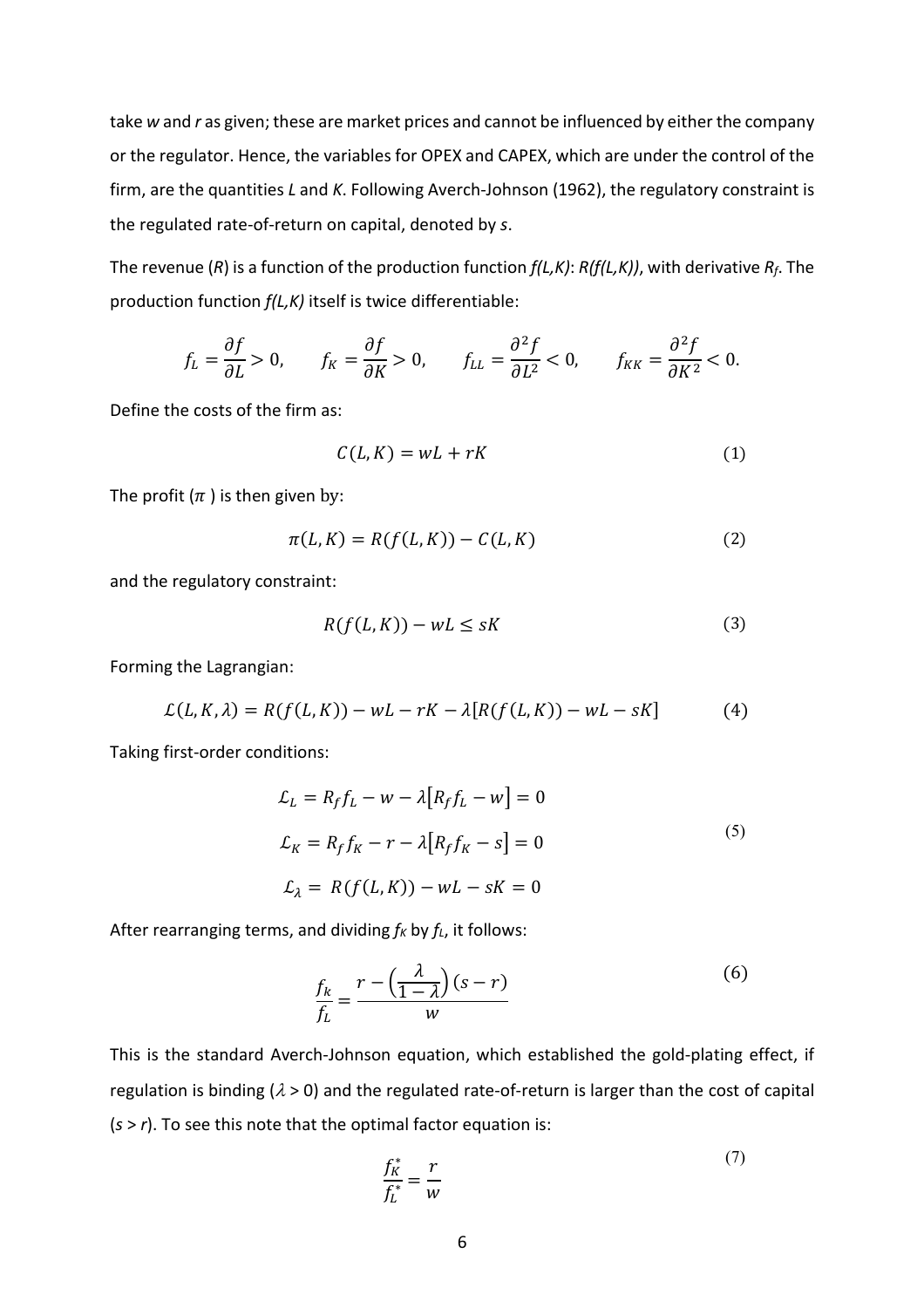take $w$ and $r$ as given; these are market prices and cannot be influenced by either the company or the regulator. Hence, the variables for OPEX and CAPEX, which are under the control of the firm, are the quantities $L$ and $K$. Following Averch-Johnson (1962), the regulatory constraint is the regulated rate-of-return on capital, denoted by $s$.

The revenue ($R$) is a function of the production function $f(L,K)$: $R(f(L,K))$, with derivative $R_f$. The production function $f(L,K)$ itself is twice differentiable:

$$f_L = \frac{\partial f}{\partial L} > 0, \qquad f_K = \frac{\partial f}{\partial K} > 0, \qquad f_{LL} = \frac{\partial^2 f}{\partial L^2} < 0, \qquad f_{KK} = \frac{\partial^2 f}{\partial K^2} < 0.$$

Define the costs of the firm as:

$$C(L,K) = wL + rK \tag{1}$$

The profit ($\pi$ ) is then given by:

$$\pi(L,K) = R(f(L,K)) - C(L,K) \tag{2}$$

and the regulatory constraint:

$$R(f(L,K)) - wL \leq sK \tag{3}$$

Forming the Lagrangian:

$$\mathcal{L}(L,K,\lambda) = R(f(L,K)) - wL - rK - \lambda[R(f(L,K)) - wL - sK] \tag{4}$$

Taking first-order conditions:

$$\begin{aligned} \mathcal{L}_L &= R_f f_L - w - \lambda[R_f f_L - w] = 0 \\ \mathcal{L}_K &= R_f f_K - r - \lambda[R_f f_K - s] = 0 \\ \mathcal{L}_\lambda &= R(f(L,K)) - wL - sK = 0 \end{aligned} \tag{5}$$

After rearranging terms, and dividing $f_K$ by $f_L$, it follows:

$$\frac{f_k}{f_L} = \frac{r - \left(\frac{\lambda}{1-\lambda}\right)(s-r)}{w} \tag{6}$$

This is the standard Averch-Johnson equation, which established the gold-plating effect, if regulation is binding ($\lambda > 0$) and the regulated rate-of-return is larger than the cost of capital ($s > r$). To see this note that the optimal factor equation is:

$$\frac{f_K^*}{f_L^*} = \frac{r}{w} \tag{7}$$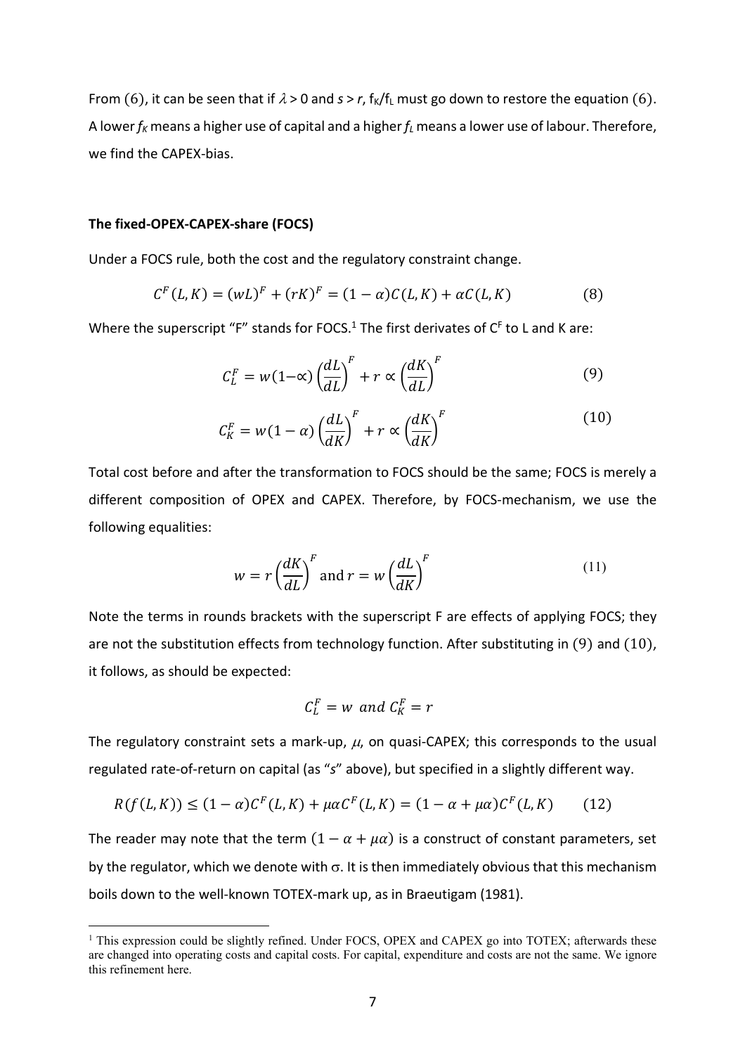From (6), it can be seen that if $\lambda > 0$ and $s > r$, $f_K/f_L$ must go down to restore the equation (6). A lower $f_K$ means a higher use of capital and a higher $f_L$ means a lower use of labour. Therefore, we find the CAPEX-bias.

**The fixed-OPEX-CAPEX-share (FOCS)**

Under a FOCS rule, both the cost and the regulatory constraint change.

$$C^F(L,K) = (wL)^F + (rK)^F = (1-\alpha)C(L,K) + \alpha C(L,K) \qquad (8)$$

Where the superscript "F" stands for FOCS.[1] The first derivates of $C^F$ to L and K are:

$$C_L^F = w(1-\propto)\left(\frac{dL}{dL}\right)^F + r \propto \left(\frac{dK}{dL}\right)^F \qquad (9)$$

$$C_K^F = w(1-\alpha)\left(\frac{dL}{dK}\right)^F + r \propto \left(\frac{dK}{dK}\right)^F \qquad (10)$$

Total cost before and after the transformation to FOCS should be the same; FOCS is merely a different composition of OPEX and CAPEX. Therefore, by FOCS-mechanism, we use the following equalities:

$$w = r\left(\frac{dK}{dL}\right)^F \text{ and } r = w\left(\frac{dL}{dK}\right)^F \qquad (11)$$

Note the terms in rounds brackets with the superscript F are effects of applying FOCS; they are not the substitution effects from technology function. After substituting in (9) and (10), it follows, as should be expected:

$$C_L^F = w \text{ and } C_K^F = r$$

The regulatory constraint sets a mark-up, $\mu$, on quasi-CAPEX; this corresponds to the usual regulated rate-of-return on capital (as "*s*" above), but specified in a slightly different way.

$$R(f(L,K)) \leq (1-\alpha)C^F(L,K) + \mu\alpha C^F(L,K) = (1-\alpha+\mu\alpha)C^F(L,K) \qquad (12)$$

The reader may note that the term $(1-\alpha+\mu\alpha)$ is a construct of constant parameters, set by the regulator, which we denote with $\sigma$. It is then immediately obvious that this mechanism boils down to the well-known TOTEX-mark up, as in Braeutigam (1981).

[1] This expression could be slightly refined. Under FOCS, OPEX and CAPEX go into TOTEX; afterwards these are changed into operating costs and capital costs. For capital, expenditure and costs are not the same. We ignore this refinement here.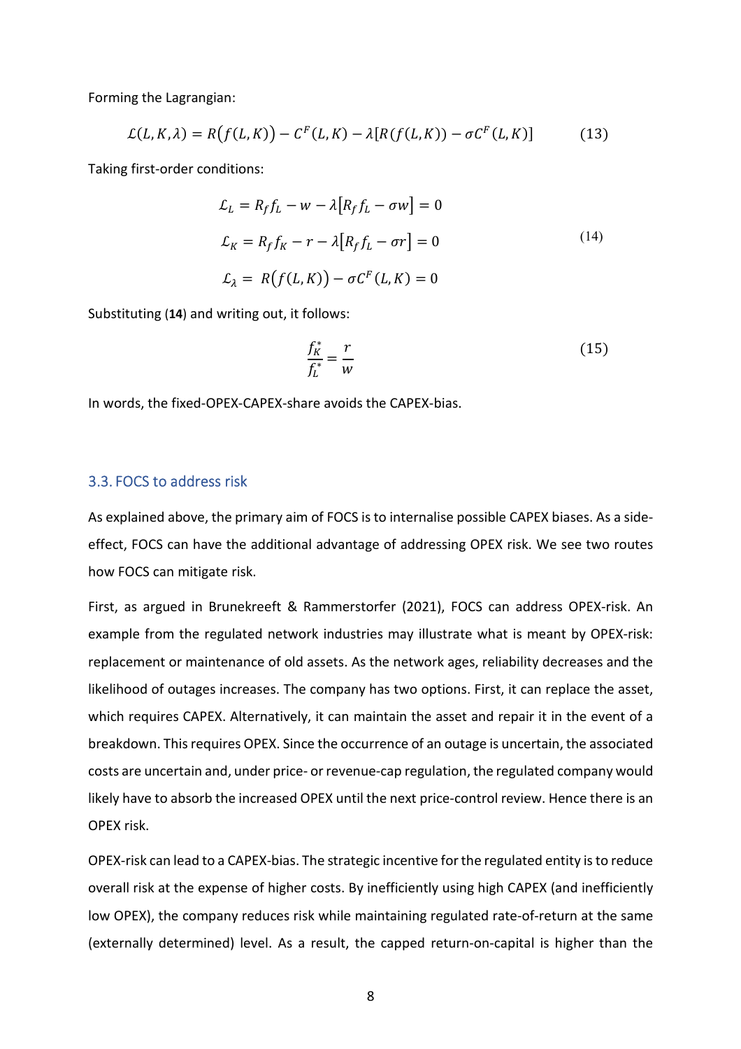Forming the Lagrangian:

$$\mathcal{L}(L,K,\lambda) = R\big(f(L,K)\big) - C^F(L,K) - \lambda[R(f(L,K)) - \sigma C^F(L,K)] \tag{13}$$

Taking first-order conditions:

$$
\begin{aligned}
\mathcal{L}_L &= R_f f_L - w - \lambda\big[R_f f_L - \sigma w\big] = 0 \\
\mathcal{L}_K &= R_f f_K - r - \lambda\big[R_f f_L - \sigma r\big] = 0 \\
\mathcal{L}_\lambda &= R\big(f(L,K)\big) - \sigma C^F(L,K) = 0
\end{aligned} \tag{14}
$$

Substituting (**14**) and writing out, it follows:

$$\frac{f_K^*}{f_L^*} = \frac{r}{w} \tag{15}$$

In words, the fixed-OPEX-CAPEX-share avoids the CAPEX-bias.

### 3.3. FOCS to address risk

As explained above, the primary aim of FOCS is to internalise possible CAPEX biases. As a side-effect, FOCS can have the additional advantage of addressing OPEX risk. We see two routes how FOCS can mitigate risk.

First, as argued in Brunekreeft & Rammerstorfer (2021), FOCS can address OPEX-risk. An example from the regulated network industries may illustrate what is meant by OPEX-risk: replacement or maintenance of old assets. As the network ages, reliability decreases and the likelihood of outages increases. The company has two options. First, it can replace the asset, which requires CAPEX. Alternatively, it can maintain the asset and repair it in the event of a breakdown. This requires OPEX. Since the occurrence of an outage is uncertain, the associated costs are uncertain and, under price- or revenue-cap regulation, the regulated company would likely have to absorb the increased OPEX until the next price-control review. Hence there is an OPEX risk.

OPEX-risk can lead to a CAPEX-bias. The strategic incentive for the regulated entity is to reduce overall risk at the expense of higher costs. By inefficiently using high CAPEX (and inefficiently low OPEX), the company reduces risk while maintaining regulated rate-of-return at the same (externally determined) level. As a result, the capped return-on-capital is higher than the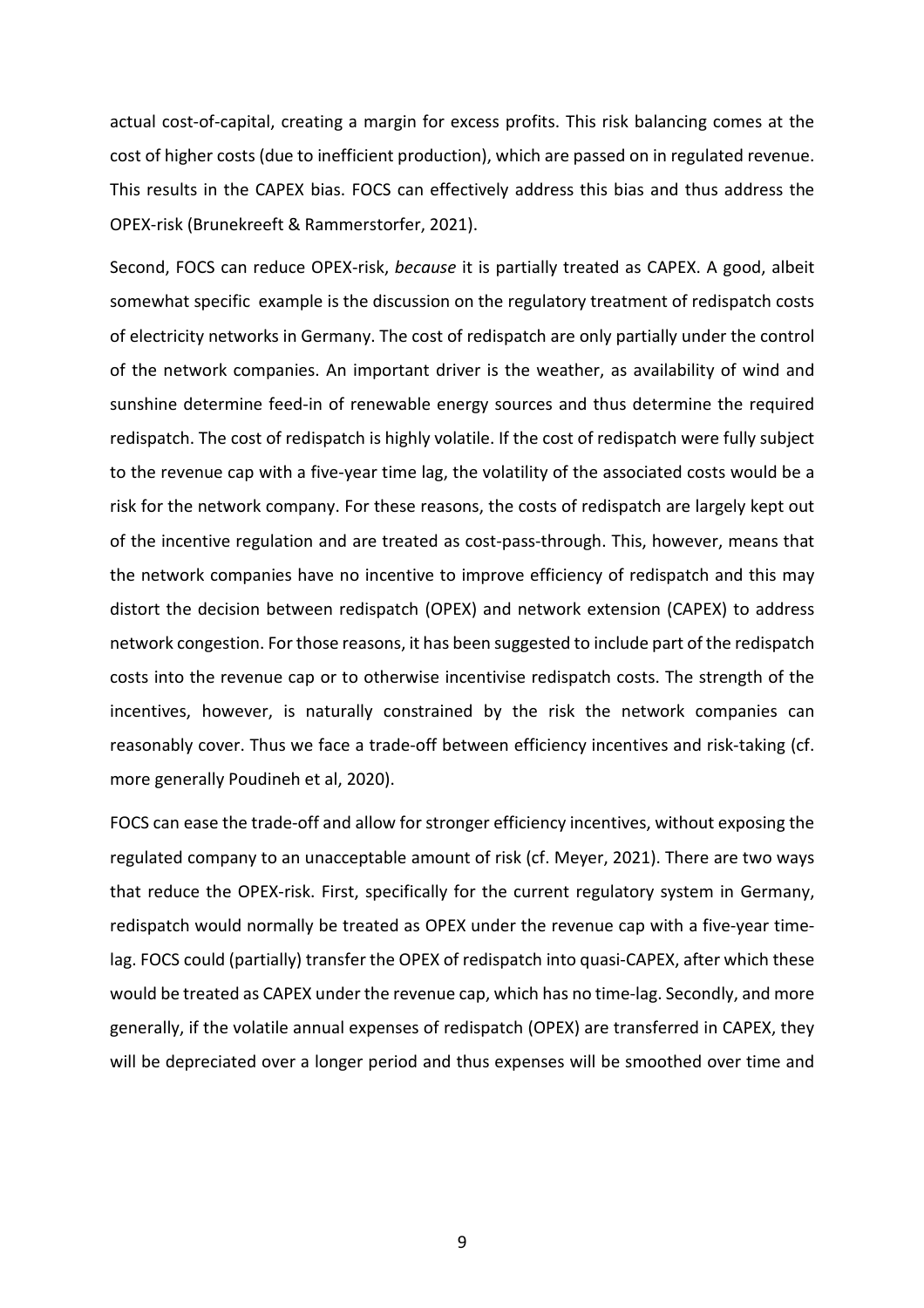actual cost-of-capital, creating a margin for excess profits. This risk balancing comes at the cost of higher costs (due to inefficient production), which are passed on in regulated revenue. This results in the CAPEX bias. FOCS can effectively address this bias and thus address the OPEX-risk (Brunekreeft & Rammerstorfer, 2021).

Second, FOCS can reduce OPEX-risk, *because* it is partially treated as CAPEX. A good, albeit somewhat specific example is the discussion on the regulatory treatment of redispatch costs of electricity networks in Germany. The cost of redispatch are only partially under the control of the network companies. An important driver is the weather, as availability of wind and sunshine determine feed-in of renewable energy sources and thus determine the required redispatch. The cost of redispatch is highly volatile. If the cost of redispatch were fully subject to the revenue cap with a five-year time lag, the volatility of the associated costs would be a risk for the network company. For these reasons, the costs of redispatch are largely kept out of the incentive regulation and are treated as cost-pass-through. This, however, means that the network companies have no incentive to improve efficiency of redispatch and this may distort the decision between redispatch (OPEX) and network extension (CAPEX) to address network congestion. For those reasons, it has been suggested to include part of the redispatch costs into the revenue cap or to otherwise incentivise redispatch costs. The strength of the incentives, however, is naturally constrained by the risk the network companies can reasonably cover. Thus we face a trade-off between efficiency incentives and risk-taking (cf. more generally Poudineh et al, 2020).

FOCS can ease the trade-off and allow for stronger efficiency incentives, without exposing the regulated company to an unacceptable amount of risk (cf. Meyer, 2021). There are two ways that reduce the OPEX-risk. First, specifically for the current regulatory system in Germany, redispatch would normally be treated as OPEX under the revenue cap with a five-year time-lag. FOCS could (partially) transfer the OPEX of redispatch into quasi-CAPEX, after which these would be treated as CAPEX under the revenue cap, which has no time-lag. Secondly, and more generally, if the volatile annual expenses of redispatch (OPEX) are transferred in CAPEX, they will be depreciated over a longer period and thus expenses will be smoothed over time and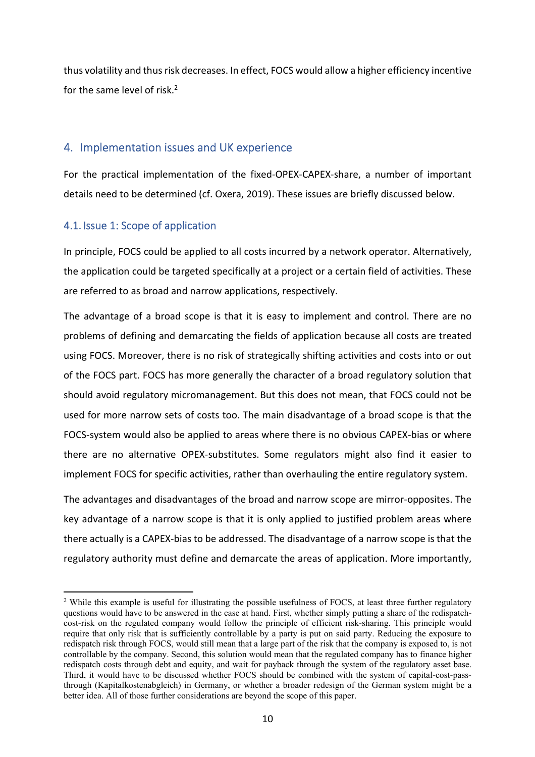thus volatility and thus risk decreases. In effect, FOCS would allow a higher efficiency incentive for the same level of risk.[2]

## 4. Implementation issues and UK experience

For the practical implementation of the fixed-OPEX-CAPEX-share, a number of important details need to be determined (cf. Oxera, 2019). These issues are briefly discussed below.

### 4.1. Issue 1: Scope of application

In principle, FOCS could be applied to all costs incurred by a network operator. Alternatively, the application could be targeted specifically at a project or a certain field of activities. These are referred to as broad and narrow applications, respectively.

The advantage of a broad scope is that it is easy to implement and control. There are no problems of defining and demarcating the fields of application because all costs are treated using FOCS. Moreover, there is no risk of strategically shifting activities and costs into or out of the FOCS part. FOCS has more generally the character of a broad regulatory solution that should avoid regulatory micromanagement. But this does not mean, that FOCS could not be used for more narrow sets of costs too. The main disadvantage of a broad scope is that the FOCS-system would also be applied to areas where there is no obvious CAPEX-bias or where there are no alternative OPEX-substitutes. Some regulators might also find it easier to implement FOCS for specific activities, rather than overhauling the entire regulatory system.

The advantages and disadvantages of the broad and narrow scope are mirror-opposites. The key advantage of a narrow scope is that it is only applied to justified problem areas where there actually is a CAPEX-bias to be addressed. The disadvantage of a narrow scope is that the regulatory authority must define and demarcate the areas of application. More importantly,

[2] While this example is useful for illustrating the possible usefulness of FOCS, at least three further regulatory questions would have to be answered in the case at hand. First, whether simply putting a share of the redispatch-cost-risk on the regulated company would follow the principle of efficient risk-sharing. This principle would require that only risk that is sufficiently controllable by a party is put on said party. Reducing the exposure to redispatch risk through FOCS, would still mean that a large part of the risk that the company is exposed to, is not controllable by the company. Second, this solution would mean that the regulated company has to finance higher redispatch costs through debt and equity, and wait for payback through the system of the regulatory asset base. Third, it would have to be discussed whether FOCS should be combined with the system of capital-cost-pass-through (Kapitalkostenabgleich) in Germany, or whether a broader redesign of the German system might be a better idea. All of those further considerations are beyond the scope of this paper.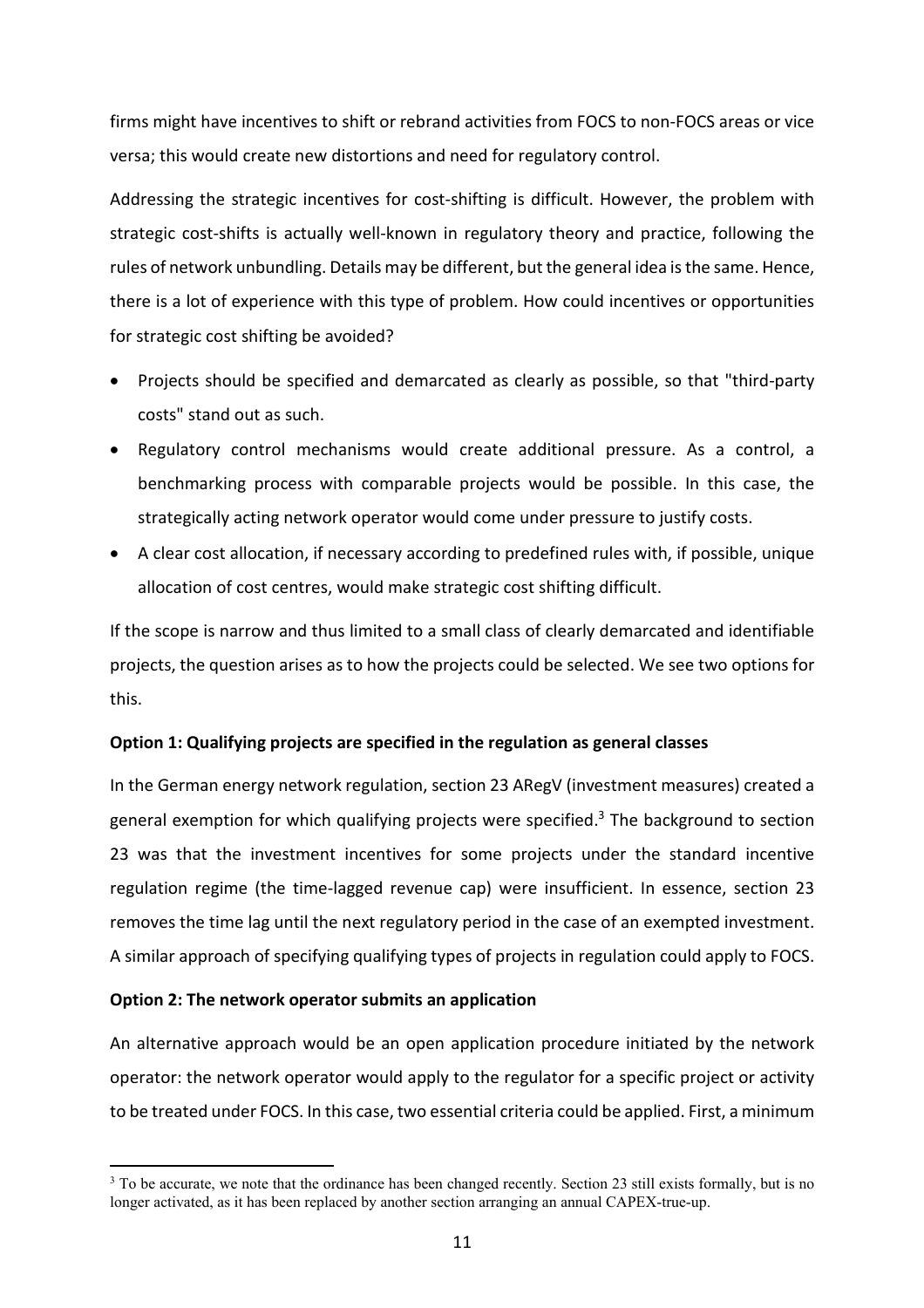firms might have incentives to shift or rebrand activities from FOCS to non-FOCS areas or vice versa; this would create new distortions and need for regulatory control.

Addressing the strategic incentives for cost-shifting is difficult. However, the problem with strategic cost-shifts is actually well-known in regulatory theory and practice, following the rules of network unbundling. Details may be different, but the general idea is the same. Hence, there is a lot of experience with this type of problem. How could incentives or opportunities for strategic cost shifting be avoided?

- Projects should be specified and demarcated as clearly as possible, so that "third-party costs" stand out as such.
- Regulatory control mechanisms would create additional pressure. As a control, a benchmarking process with comparable projects would be possible. In this case, the strategically acting network operator would come under pressure to justify costs.
- A clear cost allocation, if necessary according to predefined rules with, if possible, unique allocation of cost centres, would make strategic cost shifting difficult.

If the scope is narrow and thus limited to a small class of clearly demarcated and identifiable projects, the question arises as to how the projects could be selected. We see two options for this.

**Option 1: Qualifying projects are specified in the regulation as general classes**

In the German energy network regulation, section 23 ARegV (investment measures) created a general exemption for which qualifying projects were specified.[3] The background to section 23 was that the investment incentives for some projects under the standard incentive regulation regime (the time-lagged revenue cap) were insufficient. In essence, section 23 removes the time lag until the next regulatory period in the case of an exempted investment. A similar approach of specifying qualifying types of projects in regulation could apply to FOCS.

**Option 2: The network operator submits an application**

An alternative approach would be an open application procedure initiated by the network operator: the network operator would apply to the regulator for a specific project or activity to be treated under FOCS. In this case, two essential criteria could be applied. First, a minimum

[3] To be accurate, we note that the ordinance has been changed recently. Section 23 still exists formally, but is no longer activated, as it has been replaced by another section arranging an annual CAPEX-true-up.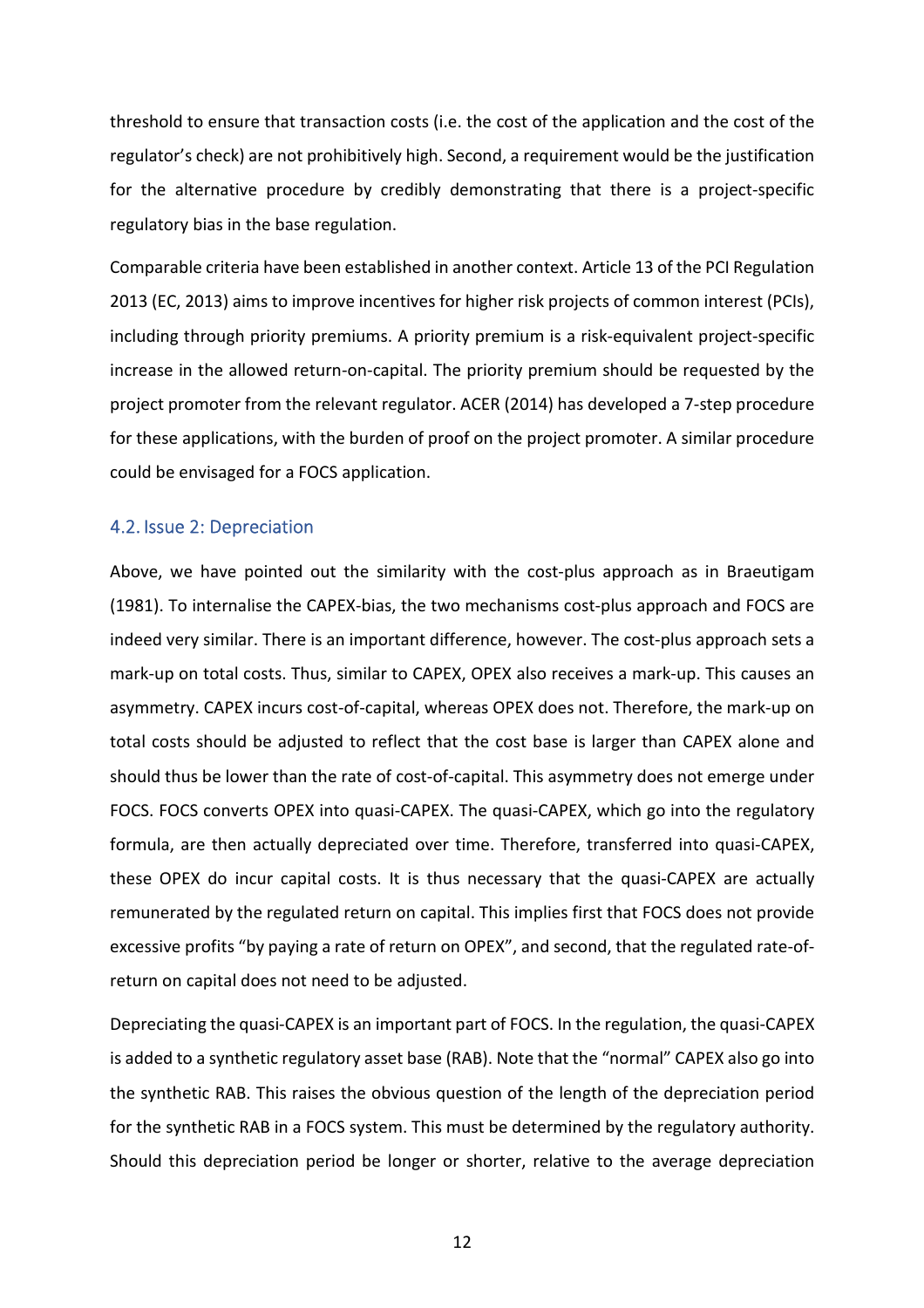threshold to ensure that transaction costs (i.e. the cost of the application and the cost of the regulator's check) are not prohibitively high. Second, a requirement would be the justification for the alternative procedure by credibly demonstrating that there is a project-specific regulatory bias in the base regulation.

Comparable criteria have been established in another context. Article 13 of the PCI Regulation 2013 (EC, 2013) aims to improve incentives for higher risk projects of common interest (PCIs), including through priority premiums. A priority premium is a risk-equivalent project-specific increase in the allowed return-on-capital. The priority premium should be requested by the project promoter from the relevant regulator. ACER (2014) has developed a 7-step procedure for these applications, with the burden of proof on the project promoter. A similar procedure could be envisaged for a FOCS application.

## 4.2. Issue 2: Depreciation

Above, we have pointed out the similarity with the cost-plus approach as in Braeutigam (1981). To internalise the CAPEX-bias, the two mechanisms cost-plus approach and FOCS are indeed very similar. There is an important difference, however. The cost-plus approach sets a mark-up on total costs. Thus, similar to CAPEX, OPEX also receives a mark-up. This causes an asymmetry. CAPEX incurs cost-of-capital, whereas OPEX does not. Therefore, the mark-up on total costs should be adjusted to reflect that the cost base is larger than CAPEX alone and should thus be lower than the rate of cost-of-capital. This asymmetry does not emerge under FOCS. FOCS converts OPEX into quasi-CAPEX. The quasi-CAPEX, which go into the regulatory formula, are then actually depreciated over time. Therefore, transferred into quasi-CAPEX, these OPEX do incur capital costs. It is thus necessary that the quasi-CAPEX are actually remunerated by the regulated return on capital. This implies first that FOCS does not provide excessive profits "by paying a rate of return on OPEX", and second, that the regulated rate-of-return on capital does not need to be adjusted.

Depreciating the quasi-CAPEX is an important part of FOCS. In the regulation, the quasi-CAPEX is added to a synthetic regulatory asset base (RAB). Note that the "normal" CAPEX also go into the synthetic RAB. This raises the obvious question of the length of the depreciation period for the synthetic RAB in a FOCS system. This must be determined by the regulatory authority. Should this depreciation period be longer or shorter, relative to the average depreciation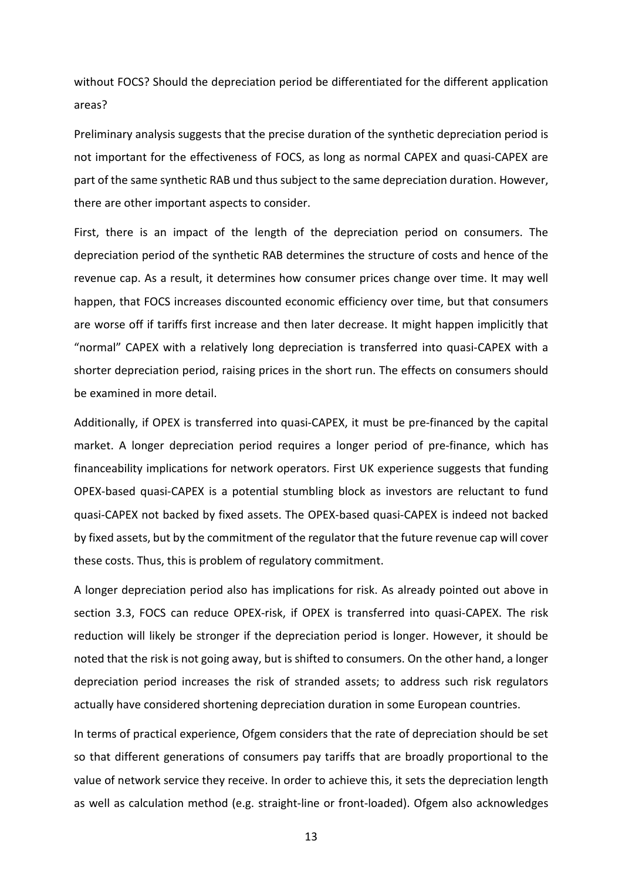without FOCS? Should the depreciation period be differentiated for the different application areas?

Preliminary analysis suggests that the precise duration of the synthetic depreciation period is not important for the effectiveness of FOCS, as long as normal CAPEX and quasi-CAPEX are part of the same synthetic RAB und thus subject to the same depreciation duration. However, there are other important aspects to consider.

First, there is an impact of the length of the depreciation period on consumers. The depreciation period of the synthetic RAB determines the structure of costs and hence of the revenue cap. As a result, it determines how consumer prices change over time. It may well happen, that FOCS increases discounted economic efficiency over time, but that consumers are worse off if tariffs first increase and then later decrease. It might happen implicitly that "normal" CAPEX with a relatively long depreciation is transferred into quasi-CAPEX with a shorter depreciation period, raising prices in the short run. The effects on consumers should be examined in more detail.

Additionally, if OPEX is transferred into quasi-CAPEX, it must be pre-financed by the capital market. A longer depreciation period requires a longer period of pre-finance, which has financeability implications for network operators. First UK experience suggests that funding OPEX-based quasi-CAPEX is a potential stumbling block as investors are reluctant to fund quasi-CAPEX not backed by fixed assets. The OPEX-based quasi-CAPEX is indeed not backed by fixed assets, but by the commitment of the regulator that the future revenue cap will cover these costs. Thus, this is problem of regulatory commitment.

A longer depreciation period also has implications for risk. As already pointed out above in section 3.3, FOCS can reduce OPEX-risk, if OPEX is transferred into quasi-CAPEX. The risk reduction will likely be stronger if the depreciation period is longer. However, it should be noted that the risk is not going away, but is shifted to consumers. On the other hand, a longer depreciation period increases the risk of stranded assets; to address such risk regulators actually have considered shortening depreciation duration in some European countries.

In terms of practical experience, Ofgem considers that the rate of depreciation should be set so that different generations of consumers pay tariffs that are broadly proportional to the value of network service they receive. In order to achieve this, it sets the depreciation length as well as calculation method (e.g. straight-line or front-loaded). Ofgem also acknowledges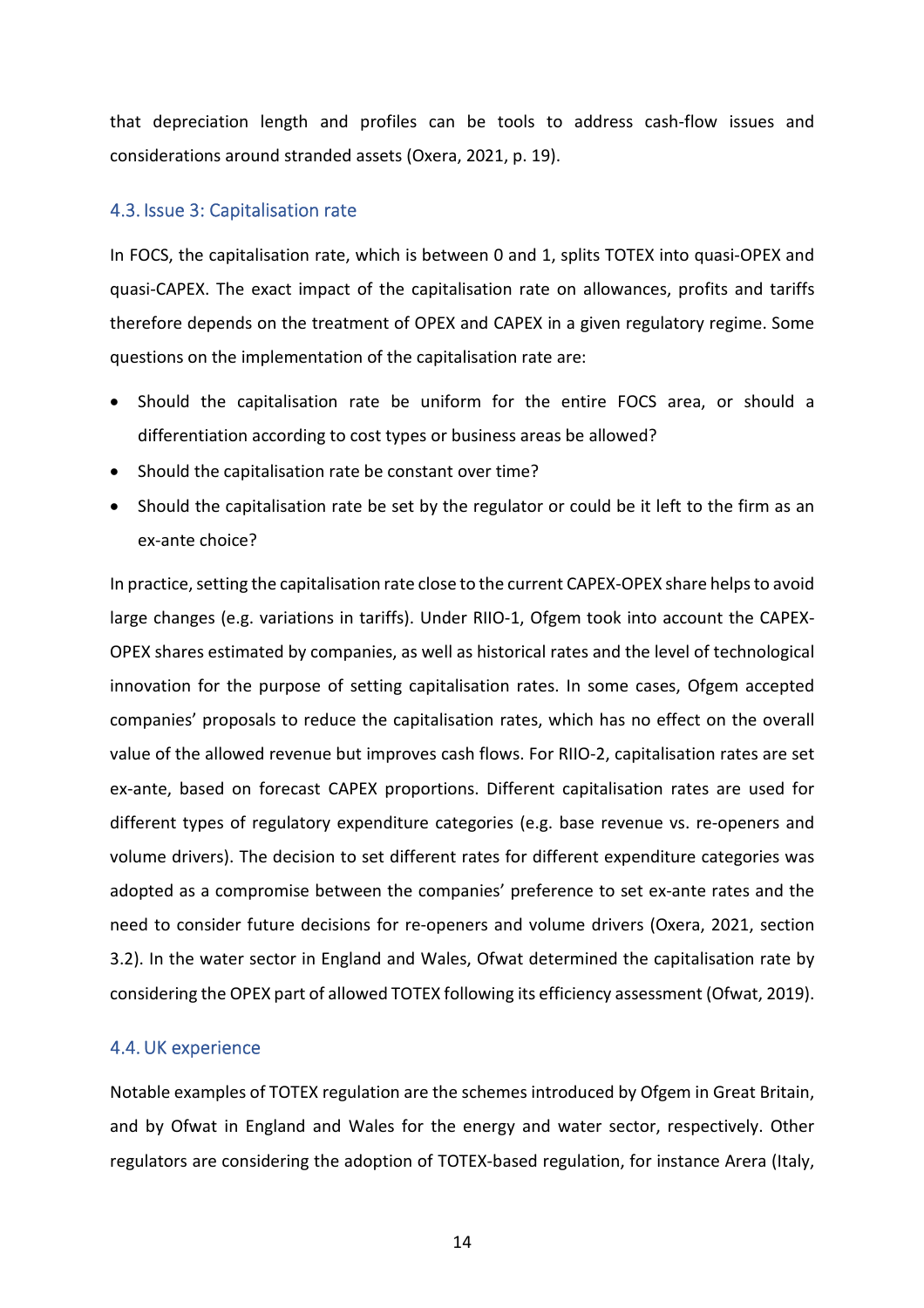that depreciation length and profiles can be tools to address cash-flow issues and considerations around stranded assets (Oxera, 2021, p. 19).

### 4.3. Issue 3: Capitalisation rate

In FOCS, the capitalisation rate, which is between 0 and 1, splits TOTEX into quasi-OPEX and quasi-CAPEX. The exact impact of the capitalisation rate on allowances, profits and tariffs therefore depends on the treatment of OPEX and CAPEX in a given regulatory regime. Some questions on the implementation of the capitalisation rate are:

- Should the capitalisation rate be uniform for the entire FOCS area, or should a differentiation according to cost types or business areas be allowed?
- Should the capitalisation rate be constant over time?
- Should the capitalisation rate be set by the regulator or could be it left to the firm as an ex-ante choice?

In practice, setting the capitalisation rate close to the current CAPEX-OPEX share helps to avoid large changes (e.g. variations in tariffs). Under RIIO-1, Ofgem took into account the CAPEX-OPEX shares estimated by companies, as well as historical rates and the level of technological innovation for the purpose of setting capitalisation rates. In some cases, Ofgem accepted companies' proposals to reduce the capitalisation rates, which has no effect on the overall value of the allowed revenue but improves cash flows. For RIIO-2, capitalisation rates are set ex-ante, based on forecast CAPEX proportions. Different capitalisation rates are used for different types of regulatory expenditure categories (e.g. base revenue vs. re-openers and volume drivers). The decision to set different rates for different expenditure categories was adopted as a compromise between the companies' preference to set ex-ante rates and the need to consider future decisions for re-openers and volume drivers (Oxera, 2021, section 3.2). In the water sector in England and Wales, Ofwat determined the capitalisation rate by considering the OPEX part of allowed TOTEX following its efficiency assessment (Ofwat, 2019).

### 4.4. UK experience

Notable examples of TOTEX regulation are the schemes introduced by Ofgem in Great Britain, and by Ofwat in England and Wales for the energy and water sector, respectively. Other regulators are considering the adoption of TOTEX-based regulation, for instance Arera (Italy,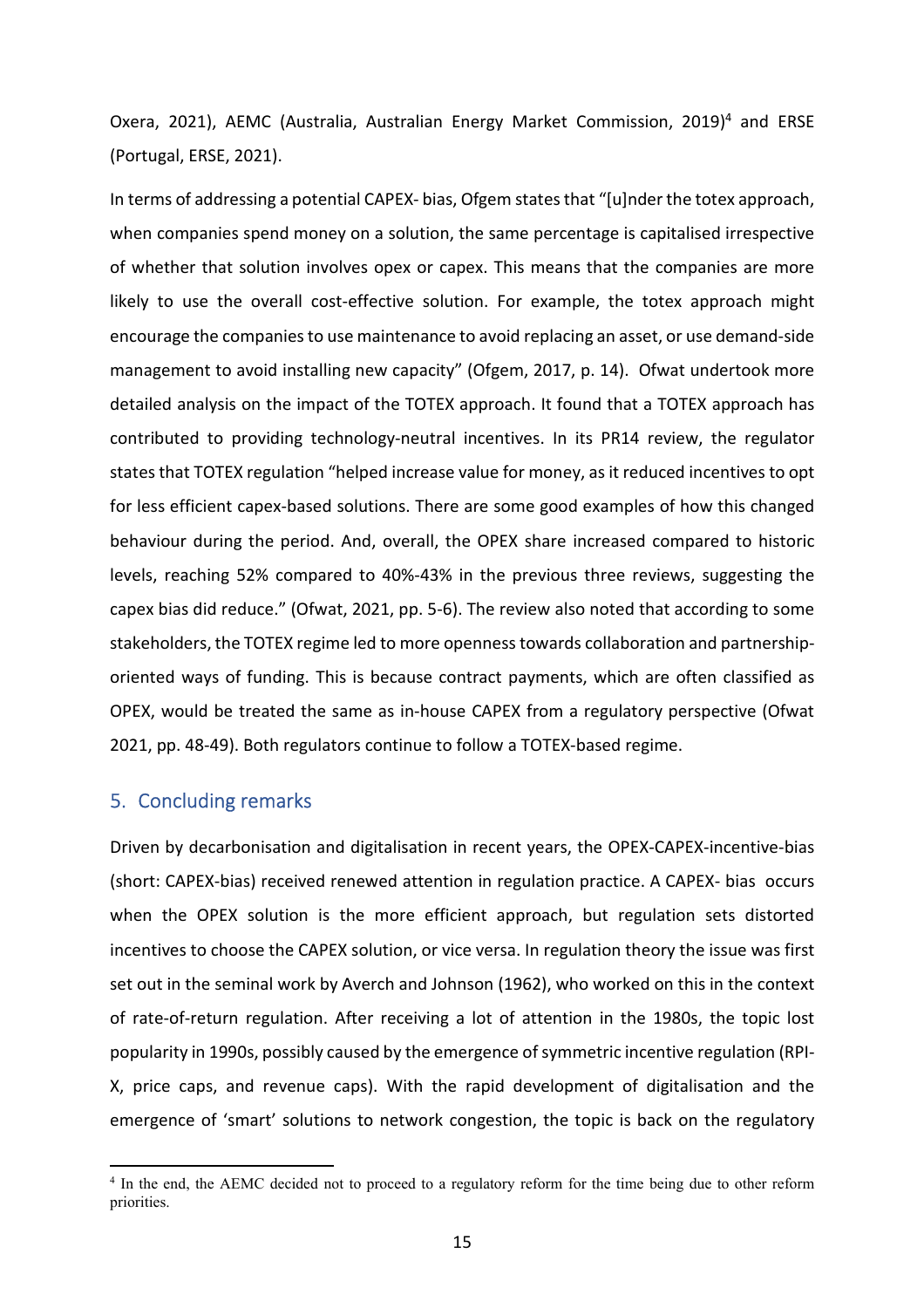Oxera, 2021), AEMC (Australia, Australian Energy Market Commission, 2019)[4] and ERSE (Portugal, ERSE, 2021).

In terms of addressing a potential CAPEX- bias, Ofgem states that "[u]nder the totex approach, when companies spend money on a solution, the same percentage is capitalised irrespective of whether that solution involves opex or capex. This means that the companies are more likely to use the overall cost-effective solution. For example, the totex approach might encourage the companies to use maintenance to avoid replacing an asset, or use demand-side management to avoid installing new capacity" (Ofgem, 2017, p. 14). Ofwat undertook more detailed analysis on the impact of the TOTEX approach. It found that a TOTEX approach has contributed to providing technology-neutral incentives. In its PR14 review, the regulator states that TOTEX regulation "helped increase value for money, as it reduced incentives to opt for less efficient capex-based solutions. There are some good examples of how this changed behaviour during the period. And, overall, the OPEX share increased compared to historic levels, reaching 52% compared to 40%-43% in the previous three reviews, suggesting the capex bias did reduce." (Ofwat, 2021, pp. 5-6). The review also noted that according to some stakeholders, the TOTEX regime led to more openness towards collaboration and partnership-oriented ways of funding. This is because contract payments, which are often classified as OPEX, would be treated the same as in-house CAPEX from a regulatory perspective (Ofwat 2021, pp. 48-49). Both regulators continue to follow a TOTEX-based regime.

## 5. Concluding remarks

Driven by decarbonisation and digitalisation in recent years, the OPEX-CAPEX-incentive-bias (short: CAPEX-bias) received renewed attention in regulation practice. A CAPEX- bias occurs when the OPEX solution is the more efficient approach, but regulation sets distorted incentives to choose the CAPEX solution, or vice versa. In regulation theory the issue was first set out in the seminal work by Averch and Johnson (1962), who worked on this in the context of rate-of-return regulation. After receiving a lot of attention in the 1980s, the topic lost popularity in 1990s, possibly caused by the emergence of symmetric incentive regulation (RPI-X, price caps, and revenue caps). With the rapid development of digitalisation and the emergence of 'smart' solutions to network congestion, the topic is back on the regulatory

[4] In the end, the AEMC decided not to proceed to a regulatory reform for the time being due to other reform priorities.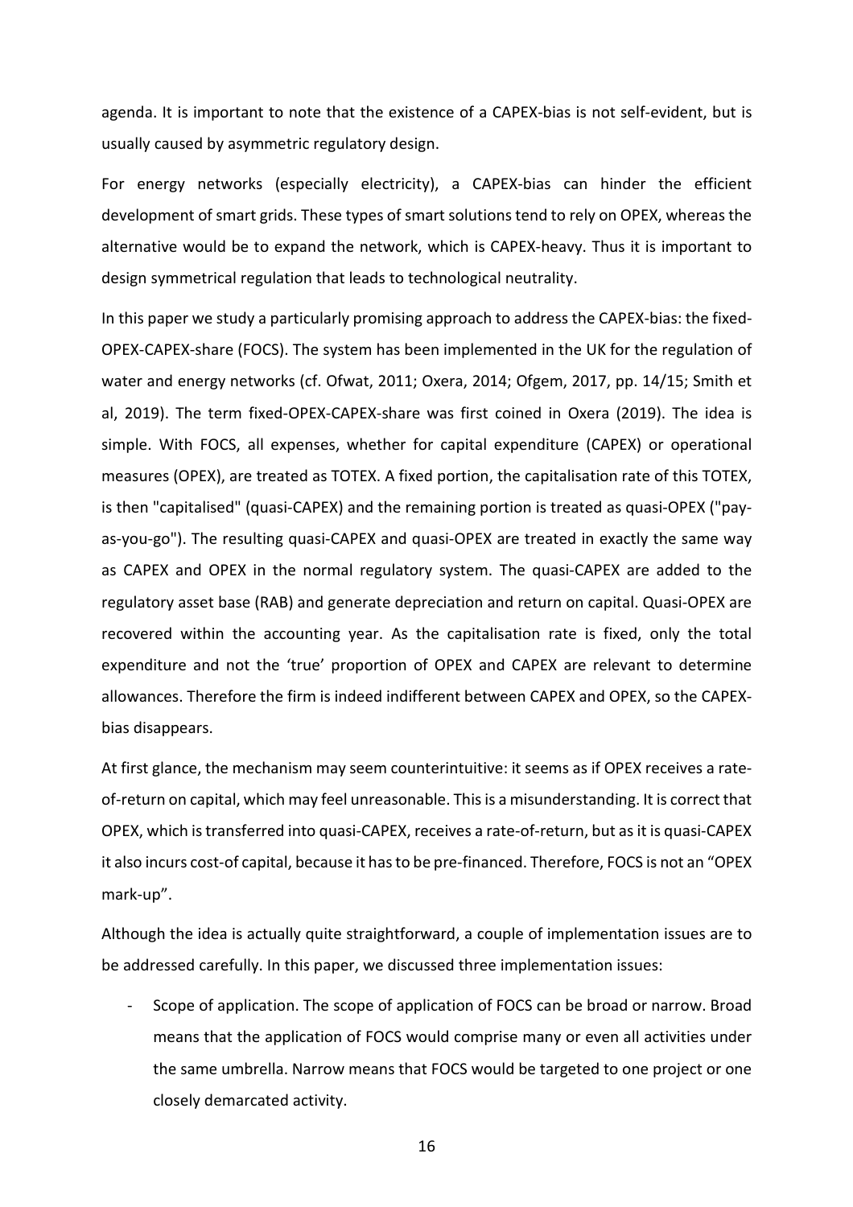agenda. It is important to note that the existence of a CAPEX-bias is not self-evident, but is usually caused by asymmetric regulatory design.

For energy networks (especially electricity), a CAPEX-bias can hinder the efficient development of smart grids. These types of smart solutions tend to rely on OPEX, whereas the alternative would be to expand the network, which is CAPEX-heavy. Thus it is important to design symmetrical regulation that leads to technological neutrality.

In this paper we study a particularly promising approach to address the CAPEX-bias: the fixed-OPEX-CAPEX-share (FOCS). The system has been implemented in the UK for the regulation of water and energy networks (cf. Ofwat, 2011; Oxera, 2014; Ofgem, 2017, pp. 14/15; Smith et al, 2019). The term fixed-OPEX-CAPEX-share was first coined in Oxera (2019). The idea is simple. With FOCS, all expenses, whether for capital expenditure (CAPEX) or operational measures (OPEX), are treated as TOTEX. A fixed portion, the capitalisation rate of this TOTEX, is then "capitalised" (quasi-CAPEX) and the remaining portion is treated as quasi-OPEX ("pay-as-you-go"). The resulting quasi-CAPEX and quasi-OPEX are treated in exactly the same way as CAPEX and OPEX in the normal regulatory system. The quasi-CAPEX are added to the regulatory asset base (RAB) and generate depreciation and return on capital. Quasi-OPEX are recovered within the accounting year. As the capitalisation rate is fixed, only the total expenditure and not the 'true' proportion of OPEX and CAPEX are relevant to determine allowances. Therefore the firm is indeed indifferent between CAPEX and OPEX, so the CAPEX-bias disappears.

At first glance, the mechanism may seem counterintuitive: it seems as if OPEX receives a rate-of-return on capital, which may feel unreasonable. This is a misunderstanding. It is correct that OPEX, which is transferred into quasi-CAPEX, receives a rate-of-return, but as it is quasi-CAPEX it also incurs cost-of capital, because it has to be pre-financed. Therefore, FOCS is not an "OPEX mark-up".

Although the idea is actually quite straightforward, a couple of implementation issues are to be addressed carefully. In this paper, we discussed three implementation issues:

- Scope of application. The scope of application of FOCS can be broad or narrow. Broad means that the application of FOCS would comprise many or even all activities under the same umbrella. Narrow means that FOCS would be targeted to one project or one closely demarcated activity.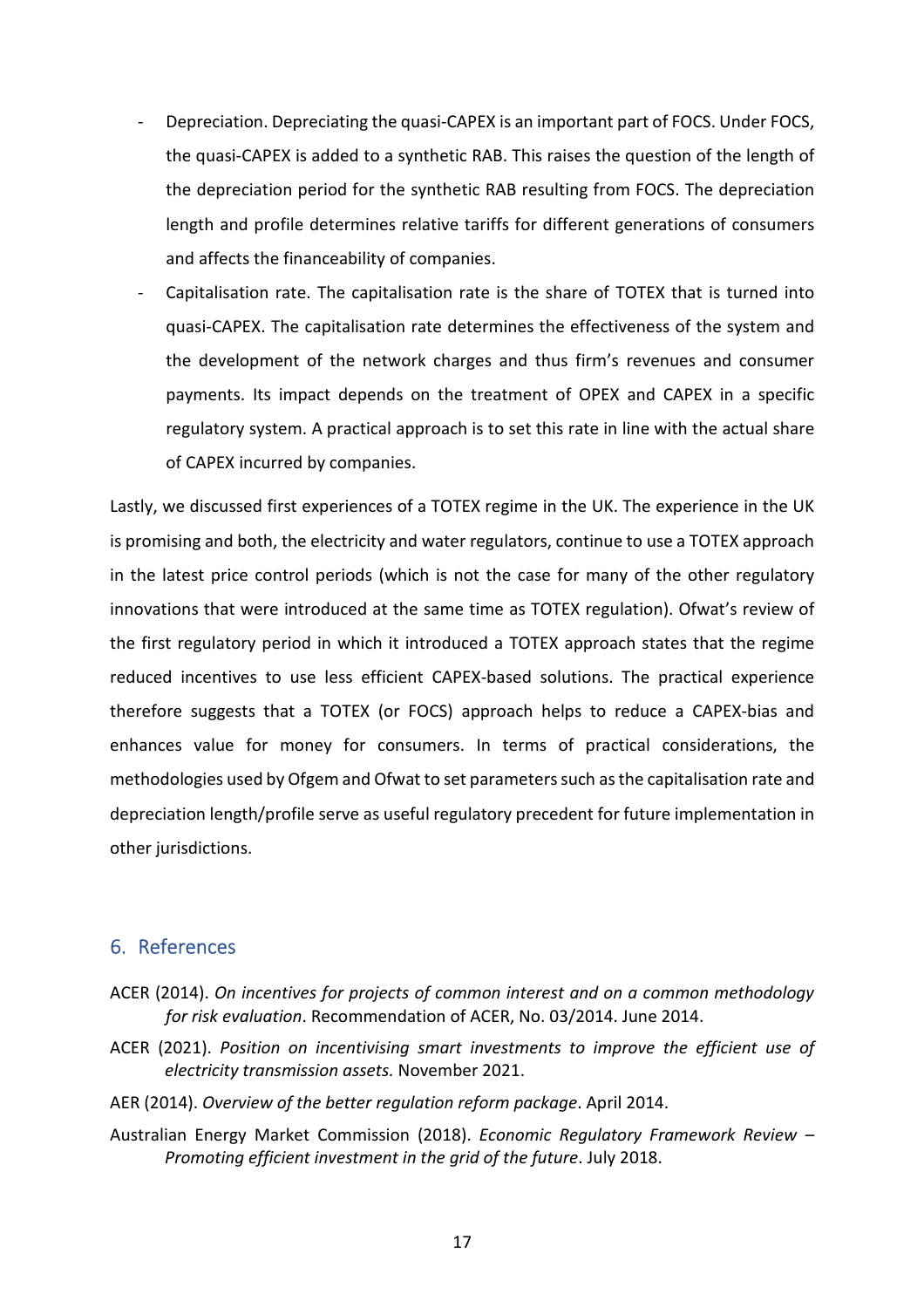- Depreciation. Depreciating the quasi-CAPEX is an important part of FOCS. Under FOCS, the quasi-CAPEX is added to a synthetic RAB. This raises the question of the length of the depreciation period for the synthetic RAB resulting from FOCS. The depreciation length and profile determines relative tariffs for different generations of consumers and affects the financeability of companies.
- Capitalisation rate. The capitalisation rate is the share of TOTEX that is turned into quasi-CAPEX. The capitalisation rate determines the effectiveness of the system and the development of the network charges and thus firm's revenues and consumer payments. Its impact depends on the treatment of OPEX and CAPEX in a specific regulatory system. A practical approach is to set this rate in line with the actual share of CAPEX incurred by companies.

Lastly, we discussed first experiences of a TOTEX regime in the UK. The experience in the UK is promising and both, the electricity and water regulators, continue to use a TOTEX approach in the latest price control periods (which is not the case for many of the other regulatory innovations that were introduced at the same time as TOTEX regulation). Ofwat's review of the first regulatory period in which it introduced a TOTEX approach states that the regime reduced incentives to use less efficient CAPEX-based solutions. The practical experience therefore suggests that a TOTEX (or FOCS) approach helps to reduce a CAPEX-bias and enhances value for money for consumers. In terms of practical considerations, the methodologies used by Ofgem and Ofwat to set parameters such as the capitalisation rate and depreciation length/profile serve as useful regulatory precedent for future implementation in other jurisdictions.

## 6. References

ACER (2014). *On incentives for projects of common interest and on a common methodology for risk evaluation*. Recommendation of ACER, No. 03/2014. June 2014.

ACER (2021). *Position on incentivising smart investments to improve the efficient use of electricity transmission assets.* November 2021.

AER (2014). *Overview of the better regulation reform package*. April 2014.

Australian Energy Market Commission (2018). *Economic Regulatory Framework Review – Promoting efficient investment in the grid of the future*. July 2018.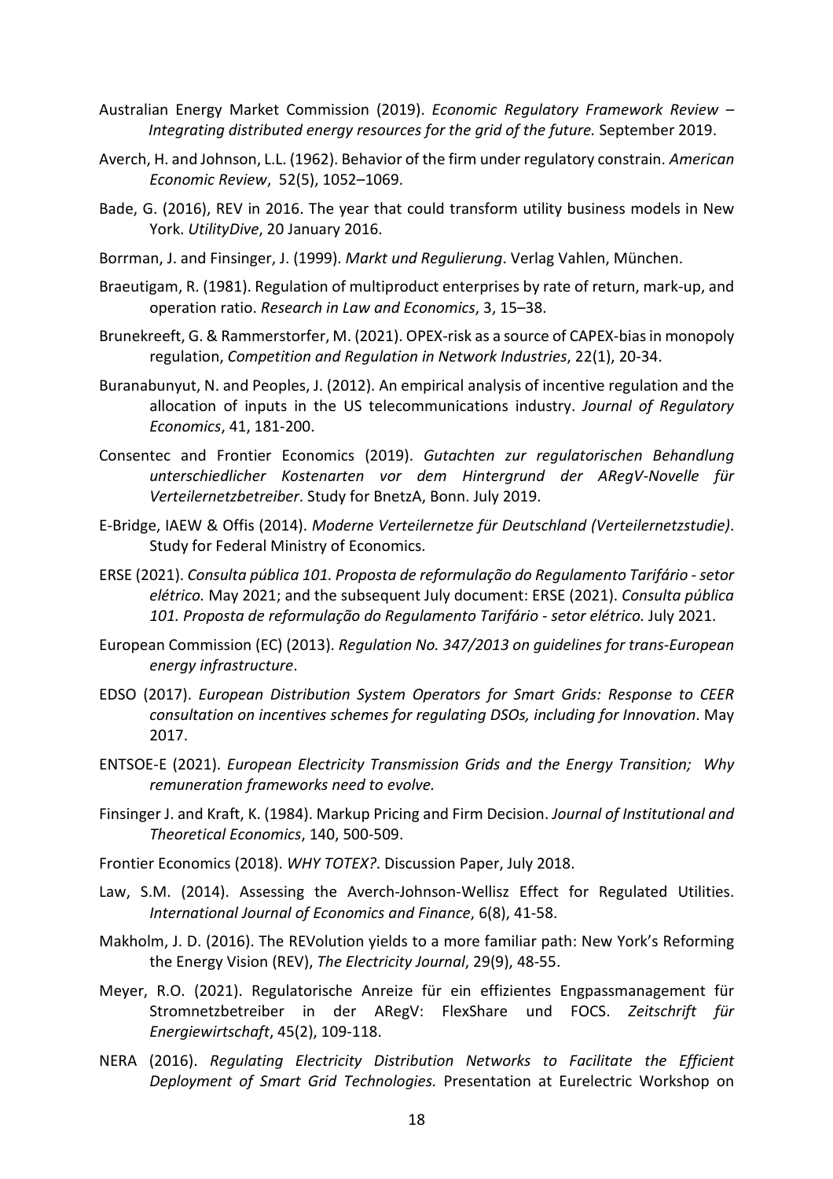Australian Energy Market Commission (2019). *Economic Regulatory Framework Review – Integrating distributed energy resources for the grid of the future.* September 2019.

Averch, H. and Johnson, L.L. (1962). Behavior of the firm under regulatory constrain. *American Economic Review*, 52(5), 1052–1069.

Bade, G. (2016), REV in 2016. The year that could transform utility business models in New York. *UtilityDive*, 20 January 2016.

Borrman, J. and Finsinger, J. (1999). *Markt und Regulierung*. Verlag Vahlen, München.

Braeutigam, R. (1981). Regulation of multiproduct enterprises by rate of return, mark-up, and operation ratio. *Research in Law and Economics*, 3, 15–38.

Brunekreeft, G. & Rammerstorfer, M. (2021). OPEX-risk as a source of CAPEX-bias in monopoly regulation, *Competition and Regulation in Network Industries*, 22(1), 20-34.

Buranabunyut, N. and Peoples, J. (2012). An empirical analysis of incentive regulation and the allocation of inputs in the US telecommunications industry. *Journal of Regulatory Economics*, 41, 181-200.

Consentec and Frontier Economics (2019). *Gutachten zur regulatorischen Behandlung unterschiedlicher Kostenarten vor dem Hintergrund der ARegV-Novelle für Verteilernetzbetreiber*. Study for BnetzA, Bonn. July 2019.

E-Bridge, IAEW & Offis (2014). *Moderne Verteilernetze für Deutschland (Verteilernetzstudie)*. Study for Federal Ministry of Economics.

ERSE (2021). *Consulta pública 101. Proposta de reformulação do Regulamento Tarifário - setor elétrico.* May 2021; and the subsequent July document: ERSE (2021). *Consulta pública 101. Proposta de reformulação do Regulamento Tarifário - setor elétrico.* July 2021.

European Commission (EC) (2013). *Regulation No. 347/2013 on guidelines for trans-European energy infrastructure*.

EDSO (2017). *European Distribution System Operators for Smart Grids: Response to CEER consultation on incentives schemes for regulating DSOs, including for Innovation*. May 2017.

ENTSOE-E (2021). *European Electricity Transmission Grids and the Energy Transition; Why remuneration frameworks need to evolve.*

Finsinger J. and Kraft, K. (1984). Markup Pricing and Firm Decision. *Journal of Institutional and Theoretical Economics*, 140, 500-509.

Frontier Economics (2018). *WHY TOTEX?*. Discussion Paper, July 2018.

Law, S.M. (2014). Assessing the Averch-Johnson-Wellisz Effect for Regulated Utilities. *International Journal of Economics and Finance*, 6(8), 41-58.

Makholm, J. D. (2016). The REVolution yields to a more familiar path: New York's Reforming the Energy Vision (REV), *The Electricity Journal*, 29(9), 48-55.

Meyer, R.O. (2021). Regulatorische Anreize für ein effizientes Engpassmanagement für Stromnetzbetreiber in der ARegV: FlexShare und FOCS. *Zeitschrift für Energiewirtschaft*, 45(2), 109-118.

NERA (2016). *Regulating Electricity Distribution Networks to Facilitate the Efficient Deployment of Smart Grid Technologies.* Presentation at Eurelectric Workshop on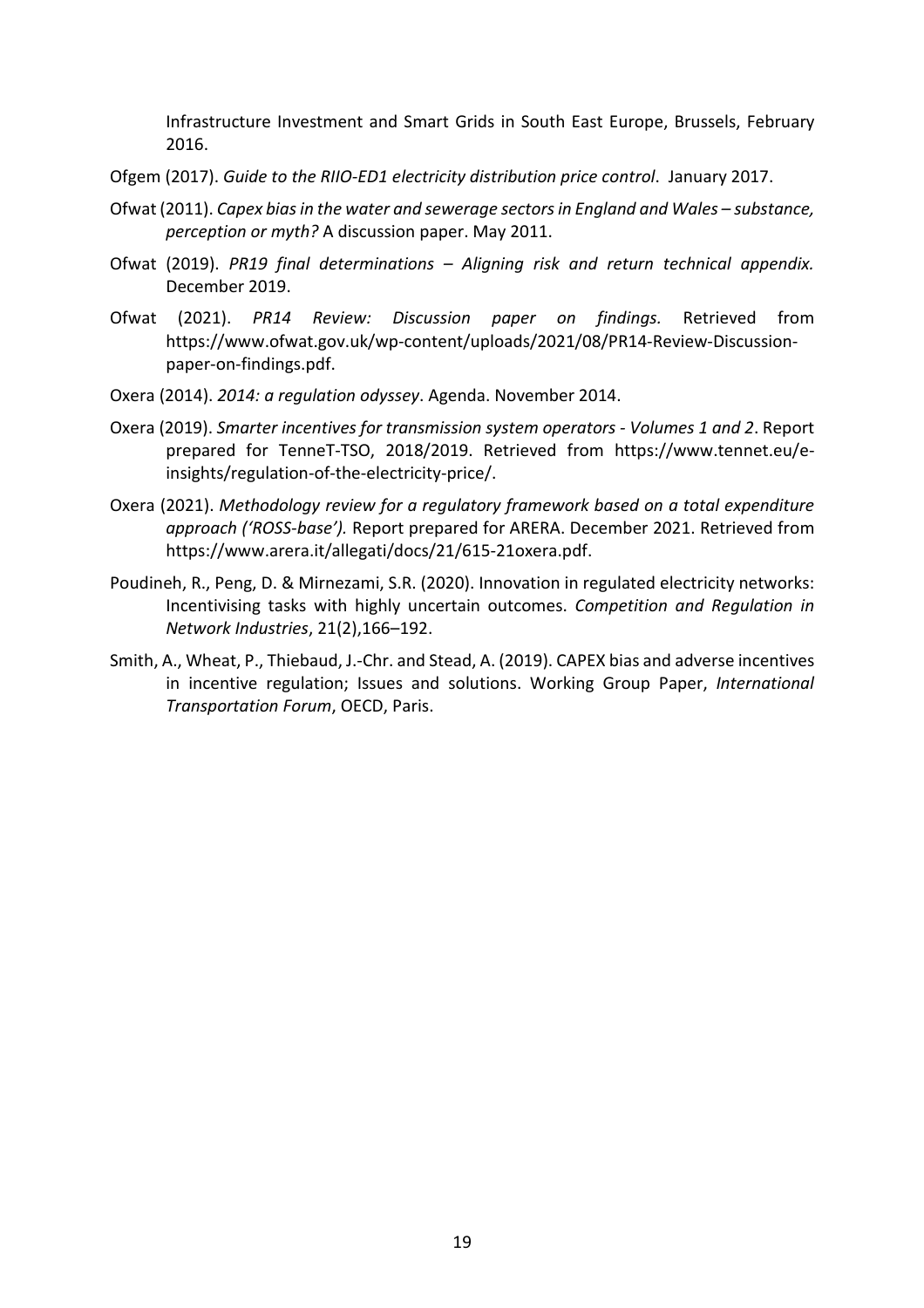Infrastructure Investment and Smart Grids in South East Europe, Brussels, February 2016.

Ofgem (2017). *Guide to the RIIO-ED1 electricity distribution price control*. January 2017.

Ofwat (2011). *Capex bias in the water and sewerage sectors in England and Wales – substance, perception or myth?* A discussion paper. May 2011.

Ofwat (2019). *PR19 final determinations – Aligning risk and return technical appendix.* December 2019.

Ofwat (2021). *PR14 Review: Discussion paper on findings.* Retrieved from https://www.ofwat.gov.uk/wp-content/uploads/2021/08/PR14-Review-Discussion-paper-on-findings.pdf.

Oxera (2014). *2014: a regulation odyssey*. Agenda. November 2014.

Oxera (2019). *Smarter incentives for transmission system operators - Volumes 1 and 2*. Report prepared for TenneT-TSO, 2018/2019. Retrieved from https://www.tennet.eu/e-insights/regulation-of-the-electricity-price/.

Oxera (2021). *Methodology review for a regulatory framework based on a total expenditure approach ('ROSS-base').* Report prepared for ARERA. December 2021. Retrieved from https://www.arera.it/allegati/docs/21/615-21oxera.pdf.

Poudineh, R., Peng, D. & Mirnezami, S.R. (2020). Innovation in regulated electricity networks: Incentivising tasks with highly uncertain outcomes. *Competition and Regulation in Network Industries*, 21(2),166–192.

Smith, A., Wheat, P., Thiebaud, J.-Chr. and Stead, A. (2019). CAPEX bias and adverse incentives in incentive regulation; Issues and solutions. Working Group Paper, *International Transportation Forum*, OECD, Paris.